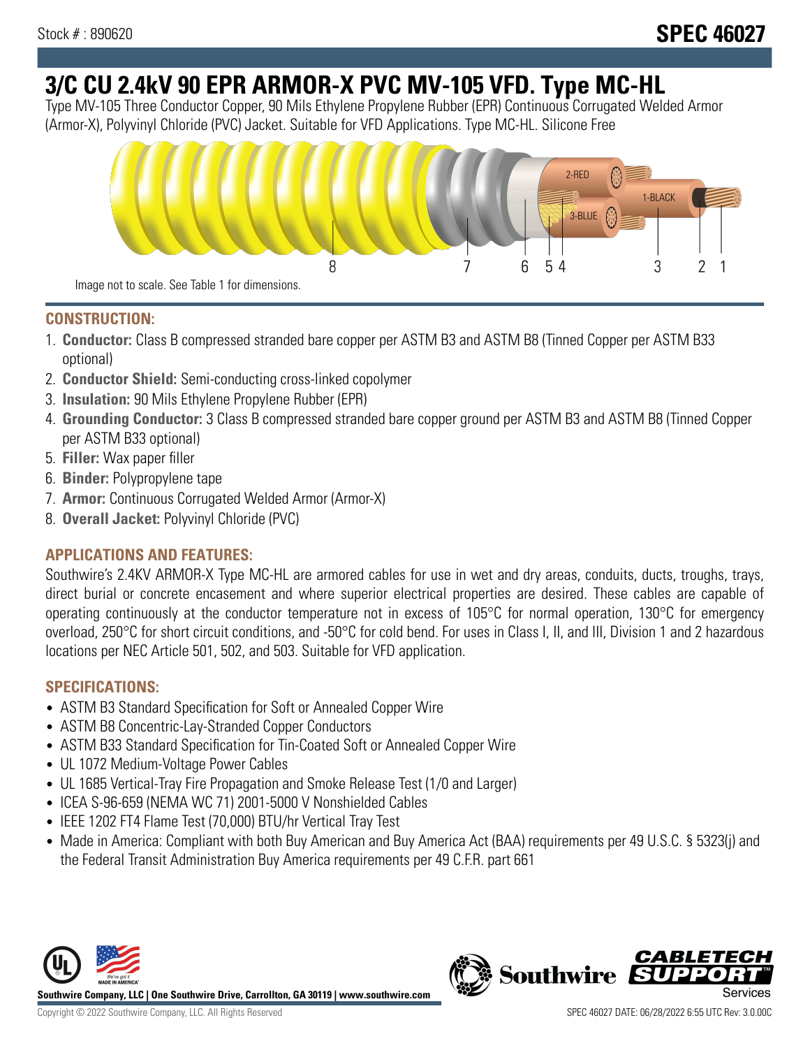Stock # : 890620

# SPEC 46027

# 3/C CU 2.4kV 90 EPR ARMOR-X PVC MV-105 VFD. Type MC-HL

Type MV-105 Three Conductor Copper, 90 Mils Ethylene Propylene Rubber (EPR) Continuous Corrugated Welded Armor (Armor-X), Polyvinyl Chloride (PVC) Jacket. Suitable for VFD Applications. Type MC-HL. Silicone Free

Image not to scale. See Table 1 for dimensions.

## CONSTRUCTION:

1. **Conductor:** Class B compressed stranded bare copper per ASTM B3 and ASTM B8 (Tinned Copper per ASTM B33 optional)
2. **Conductor Shield:** Semi-conducting cross-linked copolymer
3. **Insulation:** 90 Mils Ethylene Propylene Rubber (EPR)
4. **Grounding Conductor:** 3 Class B compressed stranded bare copper ground per ASTM B3 and ASTM B8 (Tinned Copper per ASTM B33 optional)
5. **Filler:** Wax paper filler
6. **Binder:** Polypropylene tape
7. **Armor:** Continuous Corrugated Welded Armor (Armor-X)
8. **Overall Jacket:** Polyvinyl Chloride (PVC)

## APPLICATIONS AND FEATURES:

Southwire's 2.4KV ARMOR-X Type MC-HL are armored cables for use in wet and dry areas, conduits, ducts, troughs, trays, direct burial or concrete encasement and where superior electrical properties are desired. These cables are capable of operating continuously at the conductor temperature not in excess of 105°C for normal operation, 130°C for emergency overload, 250°C for short circuit conditions, and -50°C for cold bend. For uses in Class I, II, and III, Division 1 and 2 hazardous locations per NEC Article 501, 502, and 503. Suitable for VFD application.

## SPECIFICATIONS:

- ASTM B3 Standard Specification for Soft or Annealed Copper Wire
- ASTM B8 Concentric-Lay-Stranded Copper Conductors
- ASTM B33 Standard Specification for Tin-Coated Soft or Annealed Copper Wire
- UL 1072 Medium-Voltage Power Cables
- UL 1685 Vertical-Tray Fire Propagation and Smoke Release Test (1/0 and Larger)
- ICEA S-96-659 (NEMA WC 71) 2001-5000 V Nonshielded Cables
- IEEE 1202 FT4 Flame Test (70,000) BTU/hr Vertical Tray Test
- Made in America: Compliant with both Buy American and Buy America Act (BAA) requirements per 49 U.S.C. § 5323(j) and the Federal Transit Administration Buy America requirements per 49 C.F.R. part 661

**Southwire Company, LLC | One Southwire Drive, Carrollton, GA 30119 | www.southwire.com**

Copyright © 2022 Southwire Company, LLC. All Rights Reserved

SPEC 46027 DATE: 06/28/2022 6:55 UTC Rev: 3.0.00C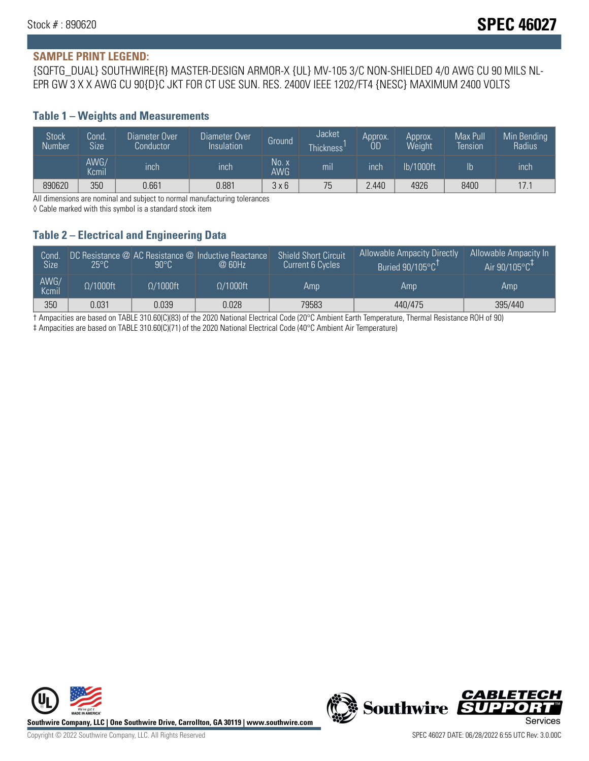Stock # : 890620

# SPEC 46027

**SAMPLE PRINT LEGEND:**

{SQFTG_DUAL} SOUTHWIRE{R} MASTER-DESIGN ARMOR-X {UL} MV-105 3/C NON-SHIELDED 4/0 AWG CU 90 MILS NL-EPR GW 3 X X AWG CU 90{D}C JKT FOR CT USE SUN. RES. 2400V IEEE 1202/FT4 {NESC} MAXIMUM 2400 VOLTS

## Table 1 – Weights and Measurements

| Stock Number | Cond. Size | Diameter Over Conductor | Diameter Over Insulation | Ground | Jacket Thickness[1] | Approx. OD | Approx. Weight | Max Pull Tension | Min Bending Radius |
|---|---|---|---|---|---|---|---|---|---|
| | AWG/ Kcmil | inch | inch | No. x AWG | mil | inch | lb/1000ft | lb | inch |
| 890620 | 350 | 0.661 | 0.881 | 3 x 6 | 75 | 2.440 | 4926 | 8400 | 17.1 |

All dimensions are nominal and subject to normal manufacturing tolerances

◊ Cable marked with this symbol is a standard stock item

## Table 2 – Electrical and Engineering Data

| Cond. Size | DC Resistance @ 25°C | AC Resistance @ 90°C | Inductive Reactance @ 60Hz | Shield Short Circuit Current 6 Cycles | Allowable Ampacity Directly Buried 90/105°C† | Allowable Ampacity In Air 90/105°C‡ |
|---|---|---|---|---|---|---|
| AWG/ Kcmil | Ω/1000ft | Ω/1000ft | Ω/1000ft | Amp | Amp | Amp |
| 350 | 0.031 | 0.039 | 0.028 | 79583 | 440/475 | 395/440 |

† Ampacities are based on TABLE 310.60(C)(83) of the 2020 National Electrical Code (20°C Ambient Earth Temperature, Thermal Resistance ROH of 90)

‡ Ampacities are based on TABLE 310.60(C)(71) of the 2020 National Electrical Code (40°C Ambient Air Temperature)

Southwire Company, LLC | One Southwire Drive, Carrollton, GA 30119 | www.southwire.com

Copyright © 2022 Southwire Company, LLC. All Rights Reserved

SPEC 46027 DATE: 06/28/2022 6:55 UTC Rev: 3.0.00C